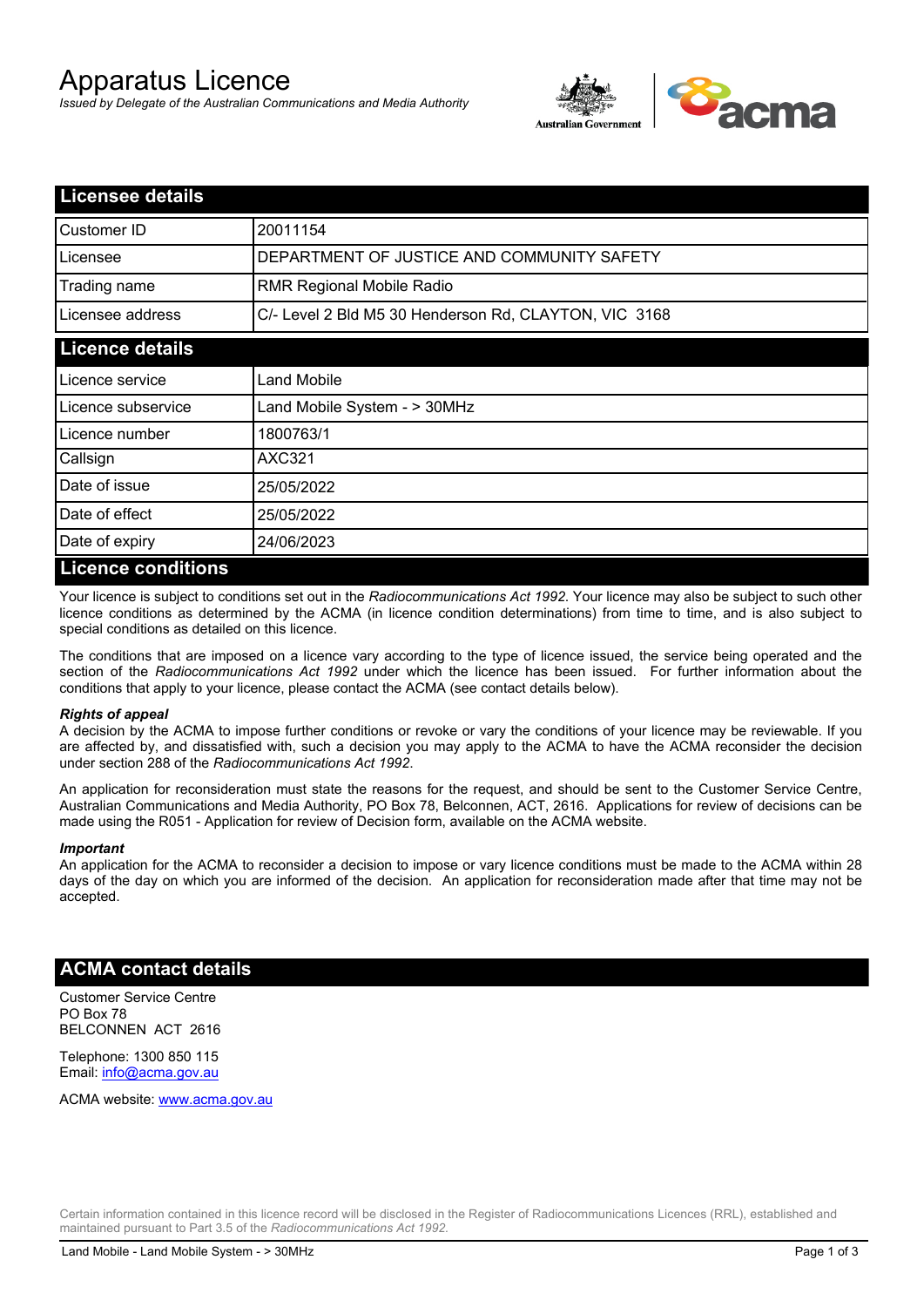# Apparatus Licence

*Issued by Delegate of the Australian Communications and Media Authority*

## Licensee details

| | |
|---|---|
| Customer ID | 20011154 |
| Licensee | DEPARTMENT OF JUSTICE AND COMMUNITY SAFETY |
| Trading name | RMR Regional Mobile Radio |
| Licensee address | C/- Level 2 Bld M5 30 Henderson Rd, CLAYTON, VIC 3168 |

## Licence details

| | |
|---|---|
| Licence service | Land Mobile |
| Licence subservice | Land Mobile System - > 30MHz |
| Licence number | 1800763/1 |
| Callsign | AXC321 |
| Date of issue | 25/05/2022 |
| Date of effect | 25/05/2022 |
| Date of expiry | 24/06/2023 |

## Licence conditions

Your licence is subject to conditions set out in the *Radiocommunications Act 1992*. Your licence may also be subject to such other licence conditions as determined by the ACMA (in licence condition determinations) from time to time, and is also subject to special conditions as detailed on this licence.

The conditions that are imposed on a licence vary according to the type of licence issued, the service being operated and the section of the *Radiocommunications Act 1992* under which the licence has been issued. For further information about the conditions that apply to your licence, please contact the ACMA (see contact details below).

***Rights of appeal***

A decision by the ACMA to impose further conditions or revoke or vary the conditions of your licence may be reviewable. If you are affected by, and dissatisfied with, such a decision you may apply to the ACMA to have the ACMA reconsider the decision under section 288 of the *Radiocommunications Act 1992*.

An application for reconsideration must state the reasons for the request, and should be sent to the Customer Service Centre, Australian Communications and Media Authority, PO Box 78, Belconnen, ACT, 2616. Applications for review of decisions can be made using the R051 - Application for review of Decision form, available on the ACMA website.

***Important***

An application for the ACMA to reconsider a decision to impose or vary licence conditions must be made to the ACMA within 28 days of the day on which you are informed of the decision. An application for reconsideration made after that time may not be accepted.

## ACMA contact details

Customer Service Centre
PO Box 78
BELCONNEN ACT 2616

Telephone: 1300 850 115
Email: info@acma.gov.au

ACMA website: www.acma.gov.au

Certain information contained in this licence record will be disclosed in the Register of Radiocommunications Licences (RRL), established and maintained pursuant to Part 3.5 of the *Radiocommunications Act 1992.*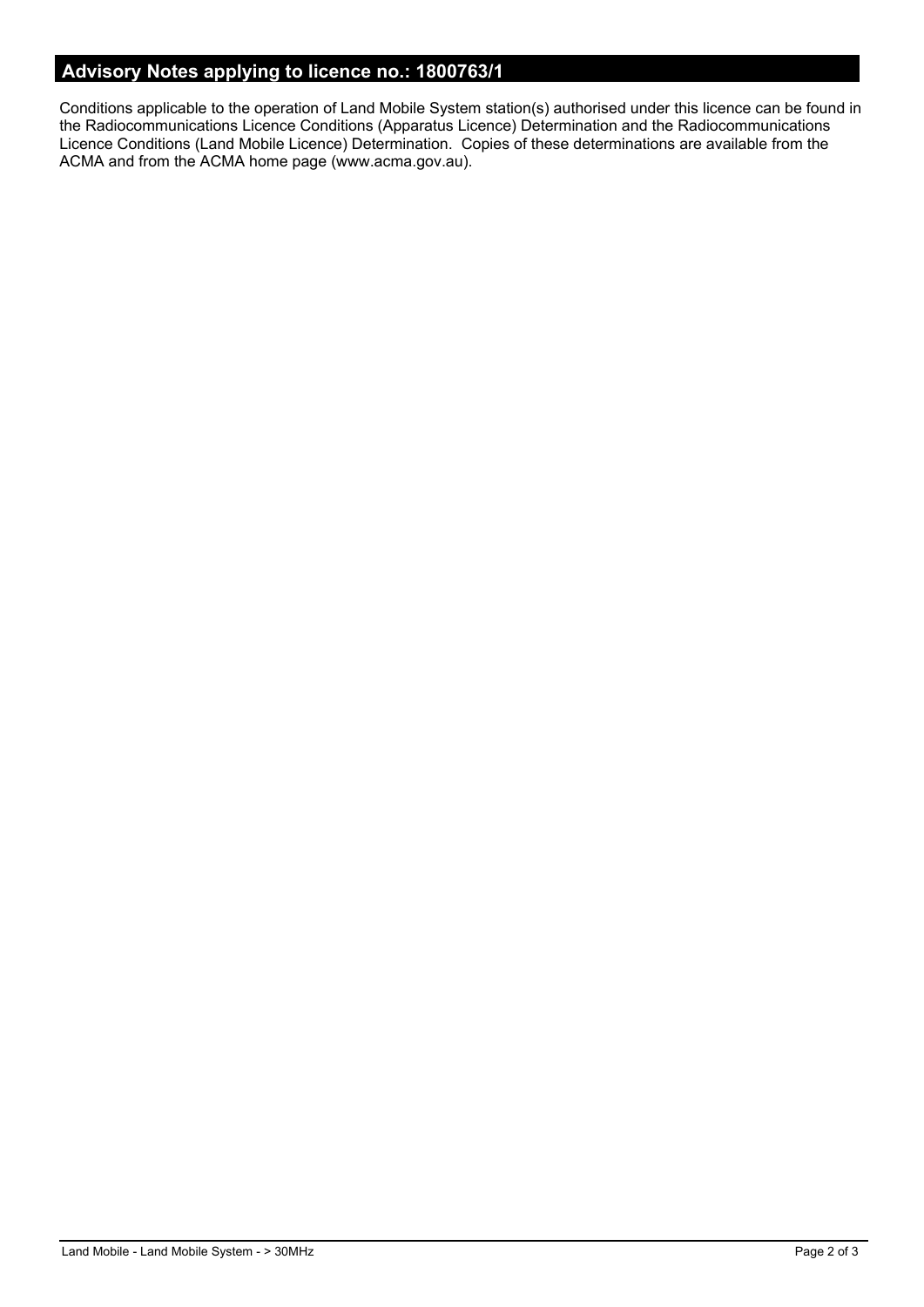## Advisory Notes applying to licence no.: 1800763/1

Conditions applicable to the operation of Land Mobile System station(s) authorised under this licence can be found in the Radiocommunications Licence Conditions (Apparatus Licence) Determination and the Radiocommunications Licence Conditions (Land Mobile Licence) Determination. Copies of these determinations are available from the ACMA and from the ACMA home page (www.acma.gov.au).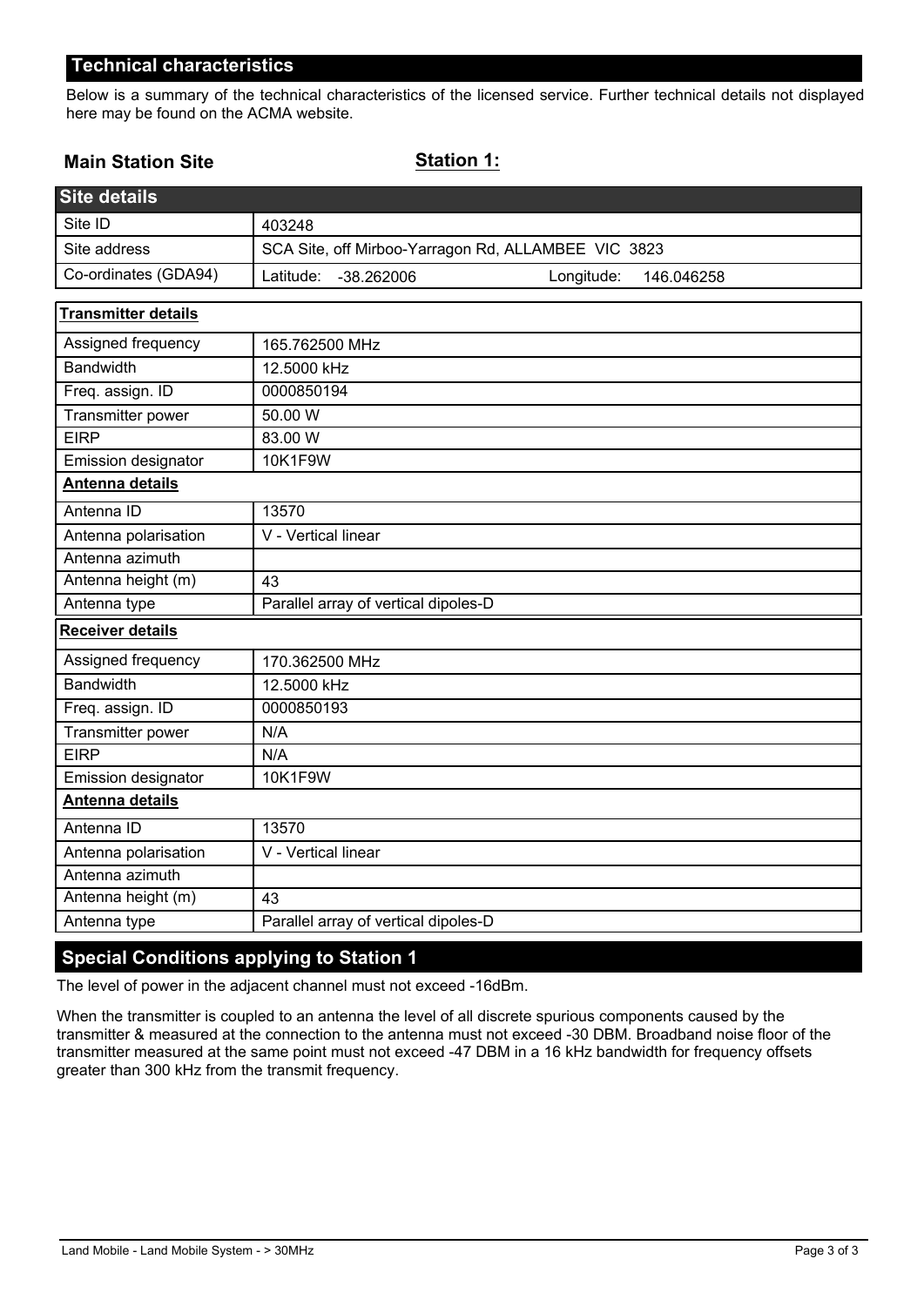## Technical characteristics

Below is a summary of the technical characteristics of the licensed service. Further technical details not displayed here may be found on the ACMA website.

**Main Station Site** **Station 1:**

| Site details | |
|---|---|
| Site ID | 403248 |
| Site address | SCA Site, off Mirboo-Yarragon Rd, ALLAMBEE VIC 3823 |
| Co-ordinates (GDA94) | Latitude: -38.262006 Longitude: 146.046258 |

| Transmitter details | |
|---|---|
| Assigned frequency | 165.762500 MHz |
| Bandwidth | 12.5000 kHz |
| Freq. assign. ID | 0000850194 |
| Transmitter power | 50.00 W |
| EIRP | 83.00 W |
| Emission designator | 10K1F9W |
| **Antenna details** | |
| Antenna ID | 13570 |
| Antenna polarisation | V - Vertical linear |
| Antenna azimuth | |
| Antenna height (m) | 43 |
| Antenna type | Parallel array of vertical dipoles-D |
| **Receiver details** | |
| Assigned frequency | 170.362500 MHz |
| Bandwidth | 12.5000 kHz |
| Freq. assign. ID | 0000850193 |
| Transmitter power | N/A |
| EIRP | N/A |
| Emission designator | 10K1F9W |
| **Antenna details** | |
| Antenna ID | 13570 |
| Antenna polarisation | V - Vertical linear |
| Antenna azimuth | |
| Antenna height (m) | 43 |
| Antenna type | Parallel array of vertical dipoles-D |

## Special Conditions applying to Station 1

The level of power in the adjacent channel must not exceed -16dBm.

When the transmitter is coupled to an antenna the level of all discrete spurious components caused by the transmitter & measured at the connection to the antenna must not exceed -30 DBM. Broadband noise floor of the transmitter measured at the same point must not exceed -47 DBM in a 16 kHz bandwidth for frequency offsets greater than 300 kHz from the transmit frequency.